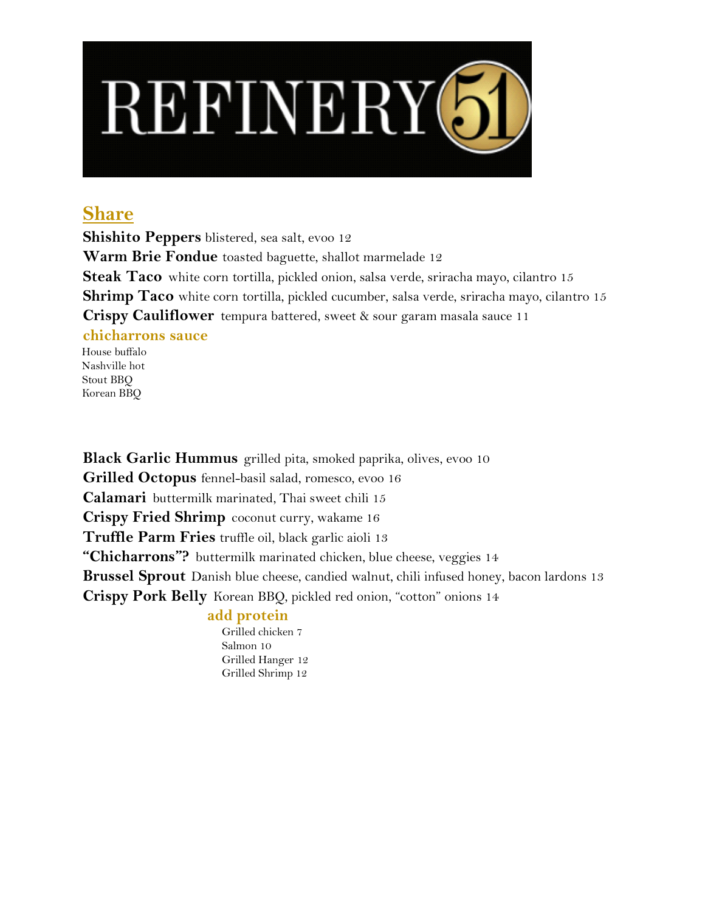# REFINERY 51

## Share

**Shishito Peppers** blistered, sea salt, evoo 12
**Warm Brie Fondue** toasted baguette, shallot marmelade 12
**Steak Taco** white corn tortilla, pickled onion, salsa verde, sriracha mayo, cilantro 15
**Shrimp Taco** white corn tortilla, pickled cucumber, salsa verde, sriracha mayo, cilantro 15
**Crispy Cauliflower** tempura battered, sweet & sour garam masala sauce 11

### chicharrons sauce

House buffalo
Nashville hot
Stout BBQ
Korean BBQ

**Black Garlic Hummus** grilled pita, smoked paprika, olives, evoo 10
**Grilled Octopus** fennel-basil salad, romesco, evoo 16
**Calamari** buttermilk marinated, Thai sweet chili 15
**Crispy Fried Shrimp** coconut curry, wakame 16
**Truffle Parm Fries** truffle oil, black garlic aioli 13
**"Chicharrons"?** buttermilk marinated chicken, blue cheese, veggies 14
**Brussel Sprout** Danish blue cheese, candied walnut, chili infused honey, bacon lardons 13
**Crispy Pork Belly** Korean BBQ, pickled red onion, "cotton" onions 14

### add protein

Grilled chicken 7
Salmon 10
Grilled Hanger 12
Grilled Shrimp 12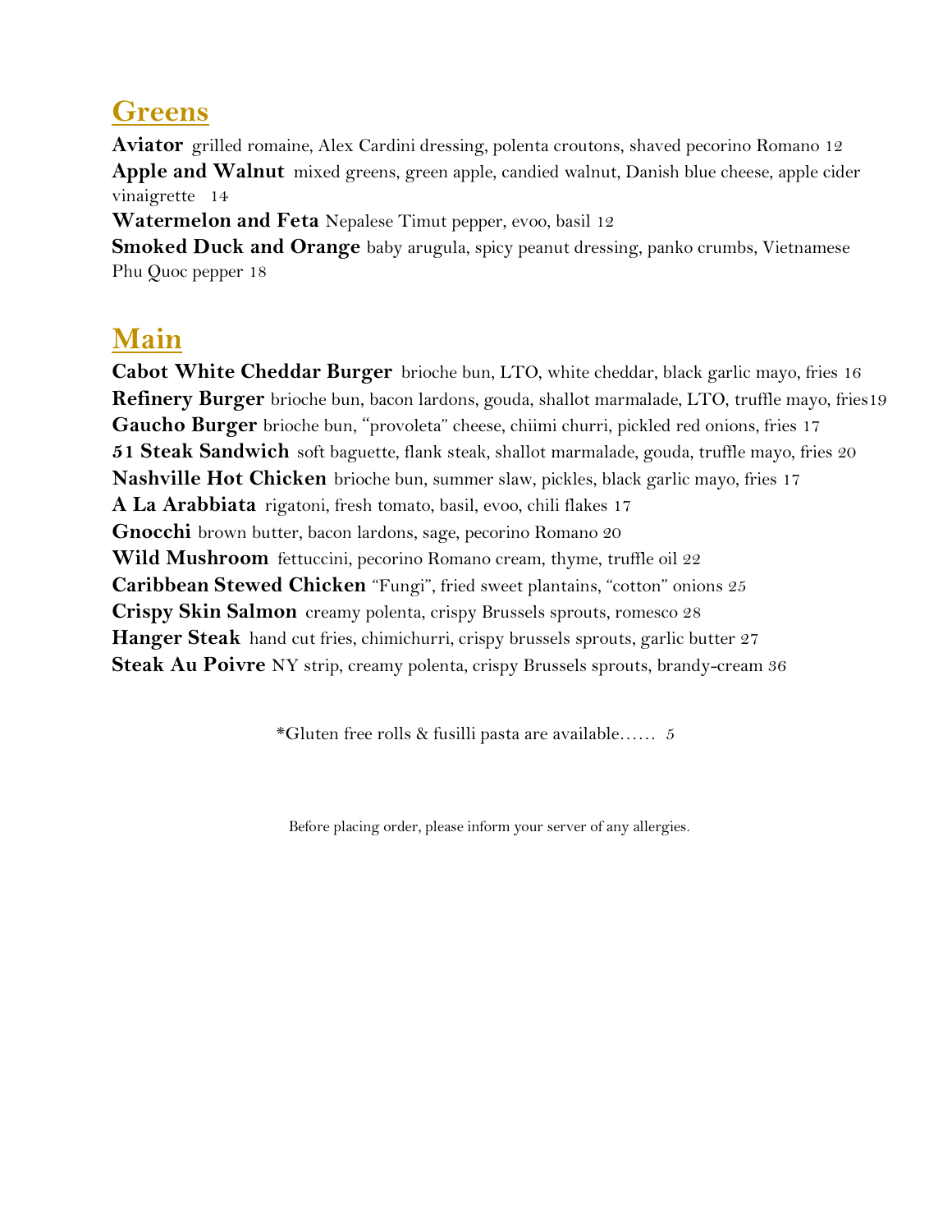## Greens

**Aviator** grilled romaine, Alex Cardini dressing, polenta croutons, shaved pecorino Romano 12
**Apple and Walnut** mixed greens, green apple, candied walnut, Danish blue cheese, apple cider vinaigrette 14
**Watermelon and Feta** Nepalese Timut pepper, evoo, basil 12
**Smoked Duck and Orange** baby arugula, spicy peanut dressing, panko crumbs, Vietnamese Phu Quoc pepper 18

## Main

**Cabot White Cheddar Burger** brioche bun, LTO, white cheddar, black garlic mayo, fries 16
**Refinery Burger** brioche bun, bacon lardons, gouda, shallot marmalade, LTO, truffle mayo, fries19
**Gaucho Burger** brioche bun, "provoleta" cheese, chiimi churri, pickled red onions, fries 17
**51 Steak Sandwich** soft baguette, flank steak, shallot marmalade, gouda, truffle mayo, fries 20
**Nashville Hot Chicken** brioche bun, summer slaw, pickles, black garlic mayo, fries 17
**A La Arabbiata** rigatoni, fresh tomato, basil, evoo, chili flakes 17
**Gnocchi** brown butter, bacon lardons, sage, pecorino Romano 20
**Wild Mushroom** fettuccini, pecorino Romano cream, thyme, truffle oil 22
**Caribbean Stewed Chicken** "Fungi", fried sweet plantains, "cotton" onions 25
**Crispy Skin Salmon** creamy polenta, crispy Brussels sprouts, romesco 28
**Hanger Steak** hand cut fries, chimichurri, crispy brussels sprouts, garlic butter 27
**Steak Au Poivre** NY strip, creamy polenta, crispy Brussels sprouts, brandy-cream 36

*Gluten free rolls & fusilli pasta are available…… 5

Before placing order, please inform your server of any allergies.